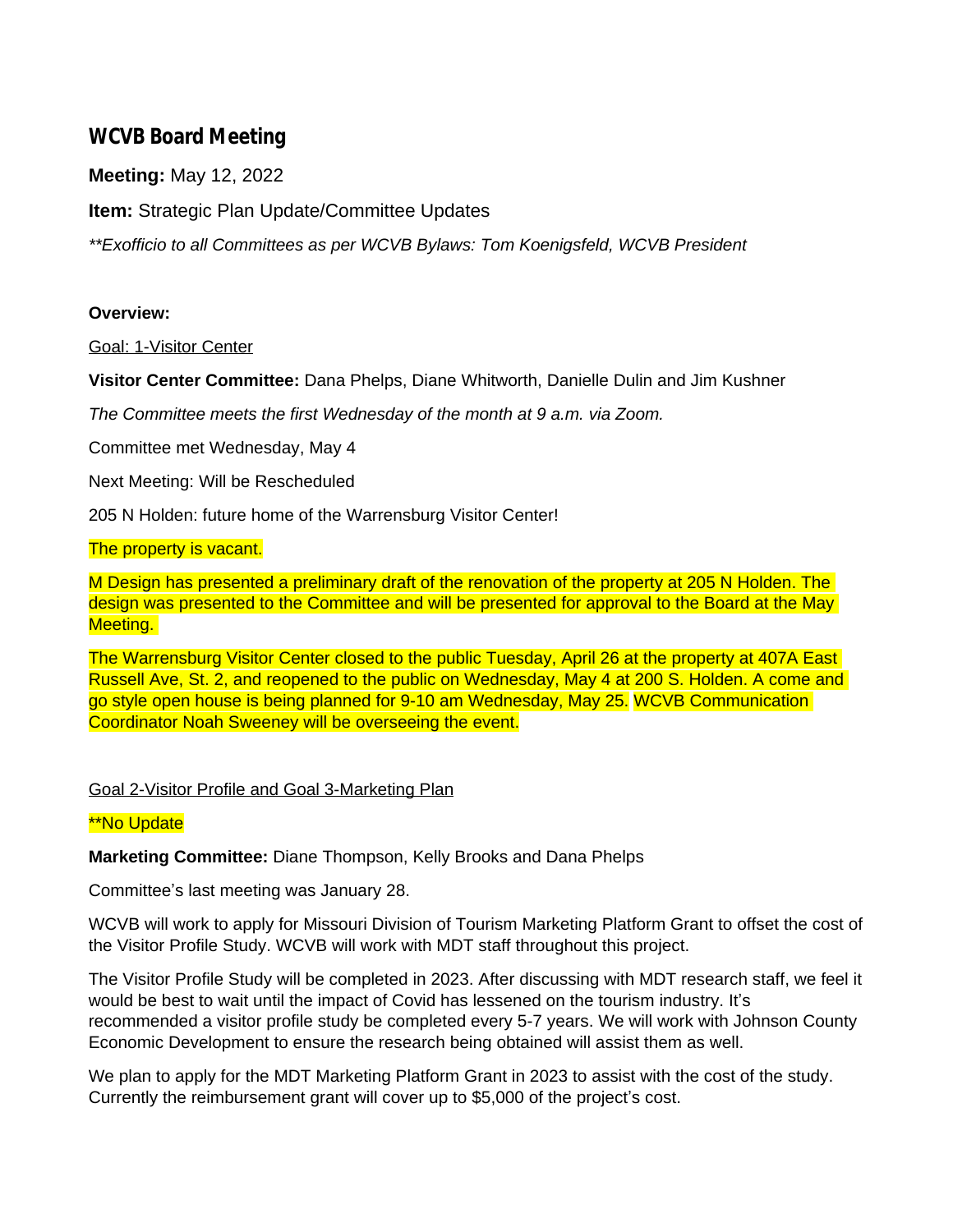# WCVB Board Meeting

**Meeting:** May 12, 2022

**Item:** Strategic Plan Update/Committee Updates

*\*\*Exofficio to all Committees as per WCVB Bylaws: Tom Koenigsfeld, WCVB President*

**Overview:**

Goal: 1-Visitor Center

**Visitor Center Committee:** Dana Phelps, Diane Whitworth, Danielle Dulin and Jim Kushner

*The Committee meets the first Wednesday of the month at 9 a.m. via Zoom.*

Committee met Wednesday, May 4

Next Meeting: Will be Rescheduled

205 N Holden: future home of the Warrensburg Visitor Center!

The property is vacant.

M Design has presented a preliminary draft of the renovation of the property at 205 N Holden. The design was presented to the Committee and will be presented for approval to the Board at the May Meeting.

The Warrensburg Visitor Center closed to the public Tuesday, April 26 at the property at 407A East Russell Ave, St. 2, and reopened to the public on Wednesday, May 4 at 200 S. Holden. A come and go style open house is being planned for 9-10 am Wednesday, May 25. WCVB Communication Coordinator Noah Sweeney will be overseeing the event.

Goal 2-Visitor Profile and Goal 3-Marketing Plan

**No Update

**Marketing Committee:** Diane Thompson, Kelly Brooks and Dana Phelps

Committee's last meeting was January 28.

WCVB will work to apply for Missouri Division of Tourism Marketing Platform Grant to offset the cost of the Visitor Profile Study. WCVB will work with MDT staff throughout this project.

The Visitor Profile Study will be completed in 2023. After discussing with MDT research staff, we feel it would be best to wait until the impact of Covid has lessened on the tourism industry. It's recommended a visitor profile study be completed every 5-7 years. We will work with Johnson County Economic Development to ensure the research being obtained will assist them as well.

We plan to apply for the MDT Marketing Platform Grant in 2023 to assist with the cost of the study. Currently the reimbursement grant will cover up to $5,000 of the project's cost.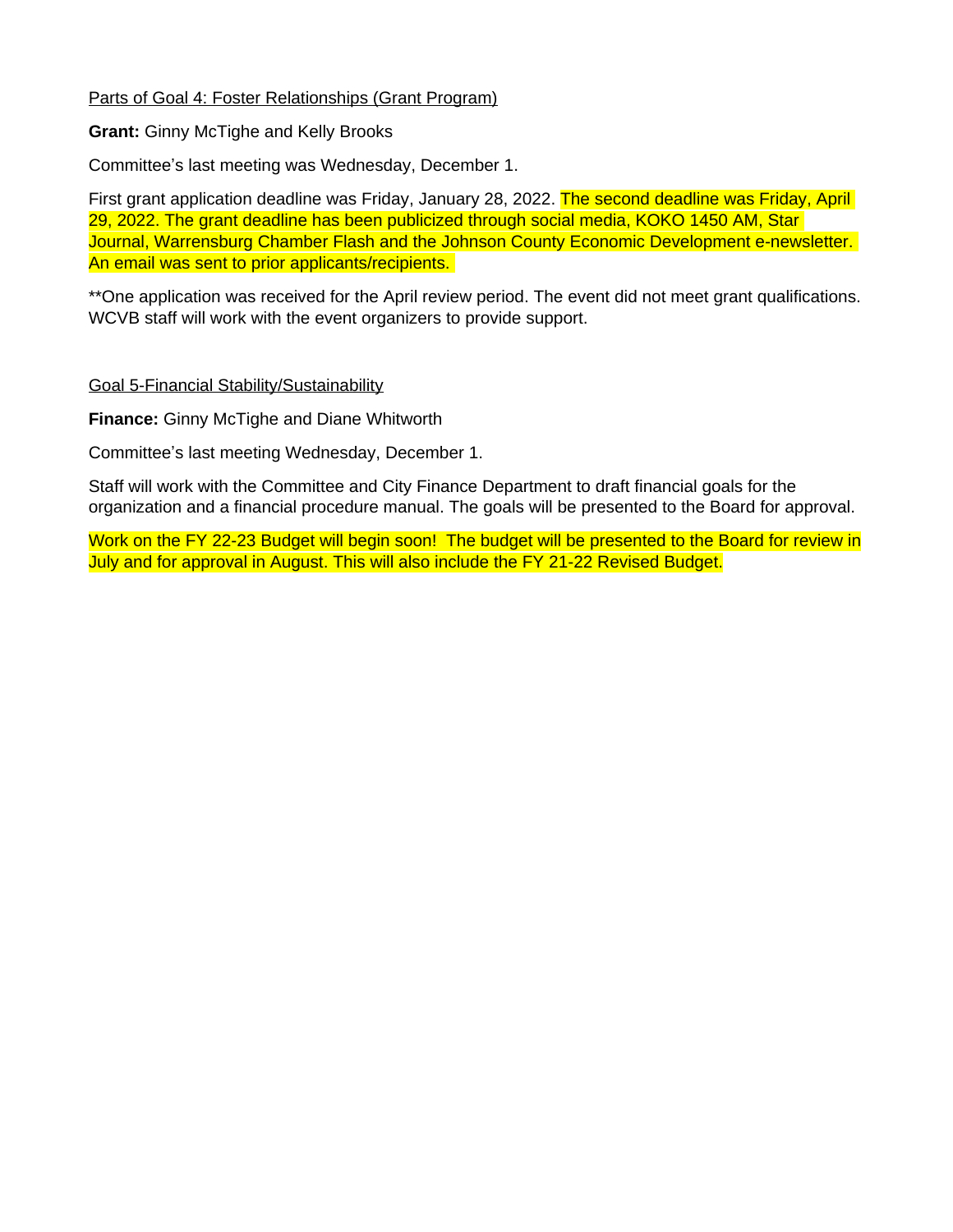Parts of Goal 4: Foster Relationships (Grant Program)

**Grant:** Ginny McTighe and Kelly Brooks

Committee's last meeting was Wednesday, December 1.

First grant application deadline was Friday, January 28, 2022. The second deadline was Friday, April 29, 2022. The grant deadline has been publicized through social media, KOKO 1450 AM, Star Journal, Warrensburg Chamber Flash and the Johnson County Economic Development e-newsletter. An email was sent to prior applicants/recipients.

**One application was received for the April review period. The event did not meet grant qualifications. WCVB staff will work with the event organizers to provide support.

Goal 5-Financial Stability/Sustainability

**Finance:** Ginny McTighe and Diane Whitworth

Committee's last meeting Wednesday, December 1.

Staff will work with the Committee and City Finance Department to draft financial goals for the organization and a financial procedure manual. The goals will be presented to the Board for approval.

Work on the FY 22-23 Budget will begin soon! The budget will be presented to the Board for review in July and for approval in August. This will also include the FY 21-22 Revised Budget.